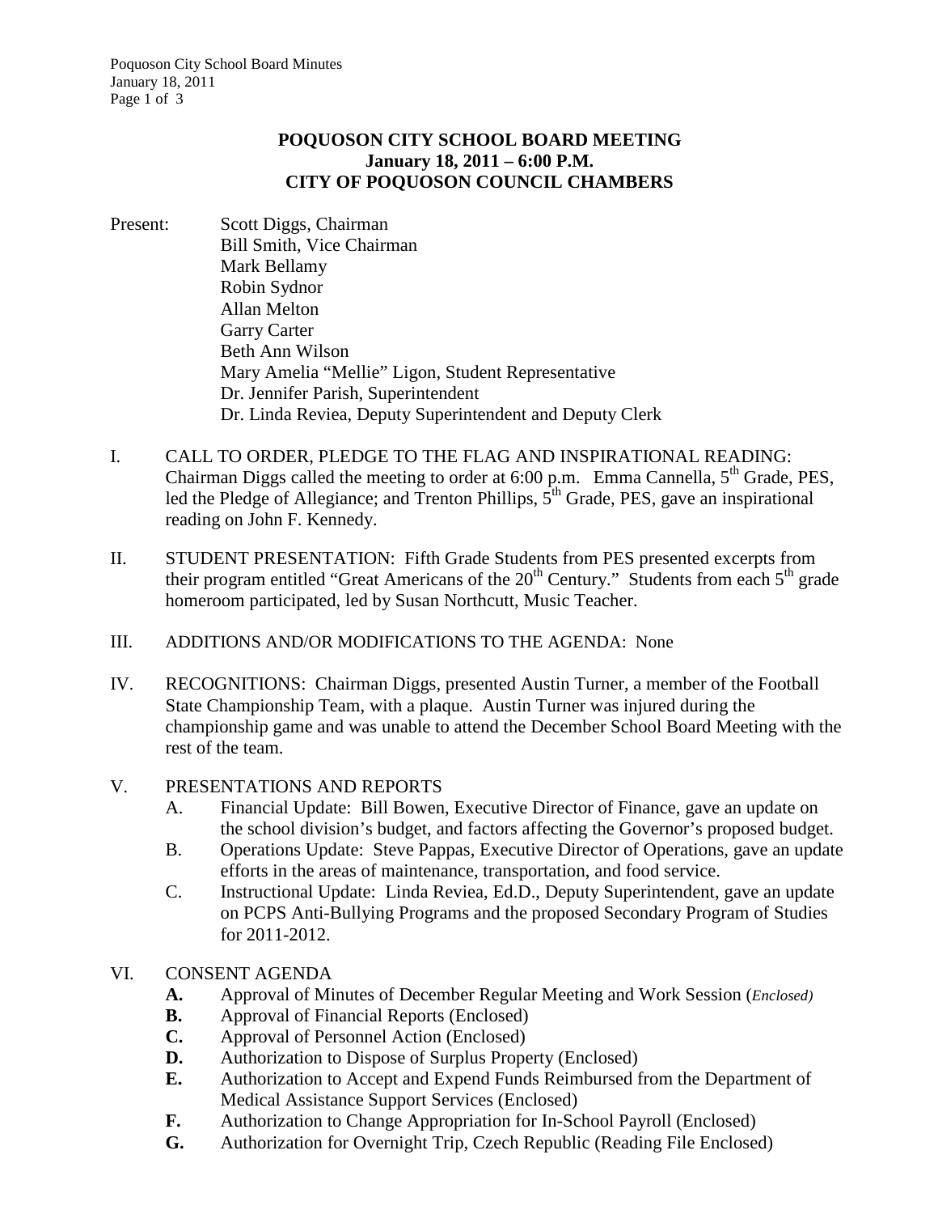# POQUOSON CITY SCHOOL BOARD MEETING
## January 18, 2011 – 6:00 P.M.
## CITY OF POQUOSON COUNCIL CHAMBERS

Present:
- Scott Diggs, Chairman
- Bill Smith, Vice Chairman
- Mark Bellamy
- Robin Sydnor
- Allan Melton
- Garry Carter
- Beth Ann Wilson
- Mary Amelia "Mellie" Ligon, Student Representative
- Dr. Jennifer Parish, Superintendent
- Dr. Linda Reviea, Deputy Superintendent and Deputy Clerk

I. CALL TO ORDER, PLEDGE TO THE FLAG AND INSPIRATIONAL READING: Chairman Diggs called the meeting to order at 6:00 p.m. Emma Cannella, 5th Grade, PES, led the Pledge of Allegiance; and Trenton Phillips, 5th Grade, PES, gave an inspirational reading on John F. Kennedy.

II. STUDENT PRESENTATION: Fifth Grade Students from PES presented excerpts from their program entitled "Great Americans of the 20th Century." Students from each 5th grade homeroom participated, led by Susan Northcutt, Music Teacher.

III. ADDITIONS AND/OR MODIFICATIONS TO THE AGENDA: None

IV. RECOGNITIONS: Chairman Diggs, presented Austin Turner, a member of the Football State Championship Team, with a plaque. Austin Turner was injured during the championship game and was unable to attend the December School Board Meeting with the rest of the team.

V. PRESENTATIONS AND REPORTS
   - A. Financial Update: Bill Bowen, Executive Director of Finance, gave an update on the school division's budget, and factors affecting the Governor's proposed budget.
   - B. Operations Update: Steve Pappas, Executive Director of Operations, gave an update efforts in the areas of maintenance, transportation, and food service.
   - C. Instructional Update: Linda Reviea, Ed.D., Deputy Superintendent, gave an update on PCPS Anti-Bullying Programs and the proposed Secondary Program of Studies for 2011-2012.

VI. CONSENT AGENDA
   - **A.** Approval of Minutes of December Regular Meeting and Work Session (*Enclosed)*
   - **B.** Approval of Financial Reports (Enclosed)
   - **C.** Approval of Personnel Action (Enclosed)
   - **D.** Authorization to Dispose of Surplus Property (Enclosed)
   - **E.** Authorization to Accept and Expend Funds Reimbursed from the Department of Medical Assistance Support Services (Enclosed)
   - **F.** Authorization to Change Appropriation for In-School Payroll (Enclosed)
   - **G.** Authorization for Overnight Trip, Czech Republic (Reading File Enclosed)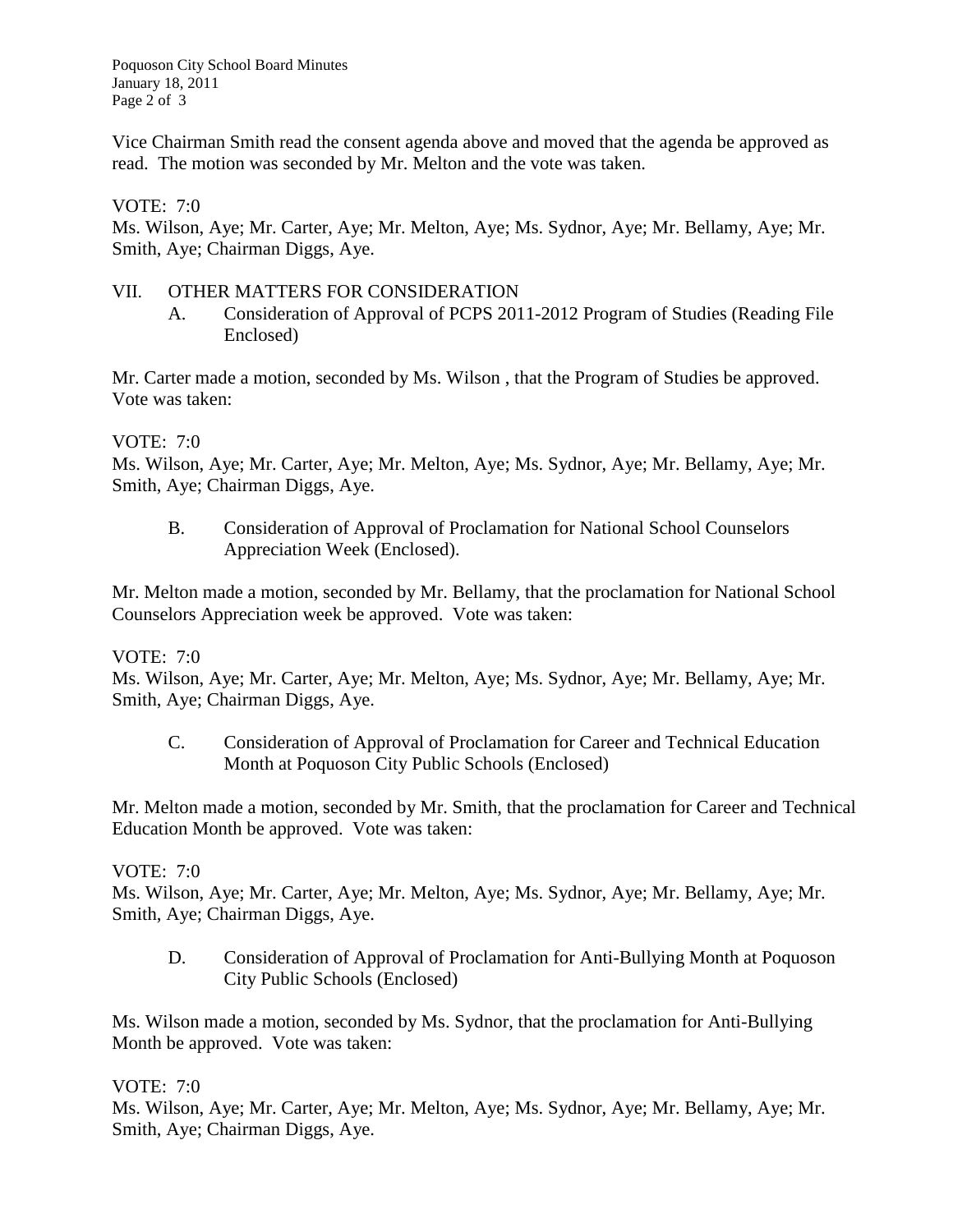Vice Chairman Smith read the consent agenda above and moved that the agenda be approved as read. The motion was seconded by Mr. Melton and the vote was taken.

VOTE: 7:0
Ms. Wilson, Aye; Mr. Carter, Aye; Mr. Melton, Aye; Ms. Sydnor, Aye; Mr. Bellamy, Aye; Mr. Smith, Aye; Chairman Diggs, Aye.

VII. OTHER MATTERS FOR CONSIDERATION

A. Consideration of Approval of PCPS 2011-2012 Program of Studies (Reading File Enclosed)

Mr. Carter made a motion, seconded by Ms. Wilson , that the Program of Studies be approved. Vote was taken:

VOTE: 7:0
Ms. Wilson, Aye; Mr. Carter, Aye; Mr. Melton, Aye; Ms. Sydnor, Aye; Mr. Bellamy, Aye; Mr. Smith, Aye; Chairman Diggs, Aye.

B. Consideration of Approval of Proclamation for National School Counselors Appreciation Week (Enclosed).

Mr. Melton made a motion, seconded by Mr. Bellamy, that the proclamation for National School Counselors Appreciation week be approved. Vote was taken:

VOTE: 7:0
Ms. Wilson, Aye; Mr. Carter, Aye; Mr. Melton, Aye; Ms. Sydnor, Aye; Mr. Bellamy, Aye; Mr. Smith, Aye; Chairman Diggs, Aye.

C. Consideration of Approval of Proclamation for Career and Technical Education Month at Poquoson City Public Schools (Enclosed)

Mr. Melton made a motion, seconded by Mr. Smith, that the proclamation for Career and Technical Education Month be approved. Vote was taken:

VOTE: 7:0
Ms. Wilson, Aye; Mr. Carter, Aye; Mr. Melton, Aye; Ms. Sydnor, Aye; Mr. Bellamy, Aye; Mr. Smith, Aye; Chairman Diggs, Aye.

D. Consideration of Approval of Proclamation for Anti-Bullying Month at Poquoson City Public Schools (Enclosed)

Ms. Wilson made a motion, seconded by Ms. Sydnor, that the proclamation for Anti-Bullying Month be approved. Vote was taken:

VOTE: 7:0
Ms. Wilson, Aye; Mr. Carter, Aye; Mr. Melton, Aye; Ms. Sydnor, Aye; Mr. Bellamy, Aye; Mr. Smith, Aye; Chairman Diggs, Aye.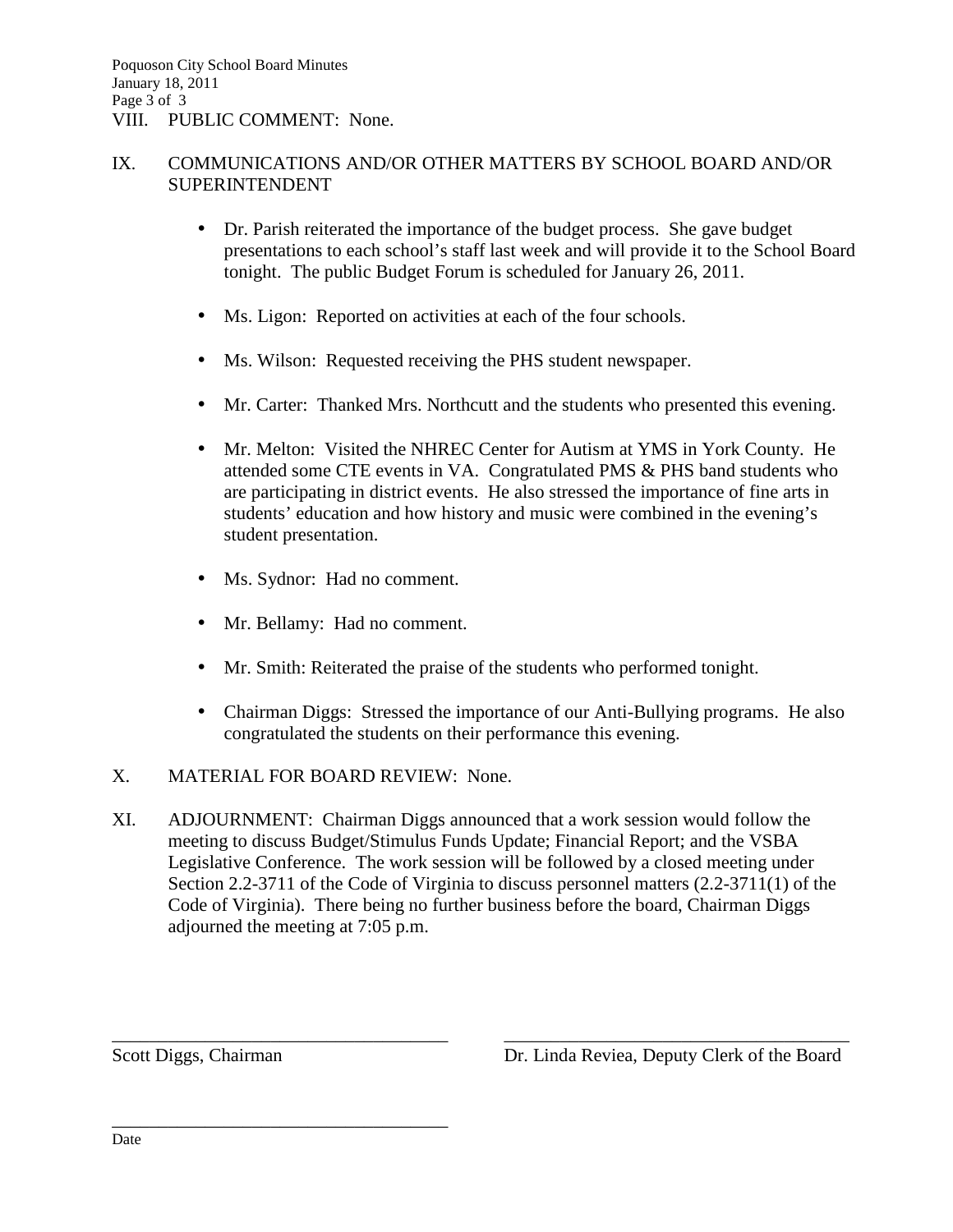VIII. PUBLIC COMMENT: None.

IX. COMMUNICATIONS AND/OR OTHER MATTERS BY SCHOOL BOARD AND/OR SUPERINTENDENT

- Dr. Parish reiterated the importance of the budget process. She gave budget presentations to each school's staff last week and will provide it to the School Board tonight. The public Budget Forum is scheduled for January 26, 2011.
- Ms. Ligon: Reported on activities at each of the four schools.
- Ms. Wilson: Requested receiving the PHS student newspaper.
- Mr. Carter: Thanked Mrs. Northcutt and the students who presented this evening.
- Mr. Melton: Visited the NHREC Center for Autism at YMS in York County. He attended some CTE events in VA. Congratulated PMS & PHS band students who are participating in district events. He also stressed the importance of fine arts in students' education and how history and music were combined in the evening's student presentation.
- Ms. Sydnor: Had no comment.
- Mr. Bellamy: Had no comment.
- Mr. Smith: Reiterated the praise of the students who performed tonight.
- Chairman Diggs: Stressed the importance of our Anti-Bullying programs. He also congratulated the students on their performance this evening.

X. MATERIAL FOR BOARD REVIEW: None.

XI. ADJOURNMENT: Chairman Diggs announced that a work session would follow the meeting to discuss Budget/Stimulus Funds Update; Financial Report; and the VSBA Legislative Conference. The work session will be followed by a closed meeting under Section 2.2-3711 of the Code of Virginia to discuss personnel matters (2.2-3711(1) of the Code of Virginia). There being no further business before the board, Chairman Diggs adjourned the meeting at 7:05 p.m.

\_\_\_\_\_\_\_\_\_\_\_\_\_\_\_\_\_\_\_\_\_\_\_\_\_\_\_\_\_\_\_\_\_\_\_\_
Scott Diggs, Chairman

\_\_\_\_\_\_\_\_\_\_\_\_\_\_\_\_\_\_\_\_\_\_\_\_\_\_\_\_\_\_\_\_\_\_\_\_
Dr. Linda Reviea, Deputy Clerk of the Board

\_\_\_\_\_\_\_\_\_\_\_\_\_\_\_\_\_\_\_\_\_\_\_\_\_\_\_\_\_\_\_\_\_\_\_\_
Date